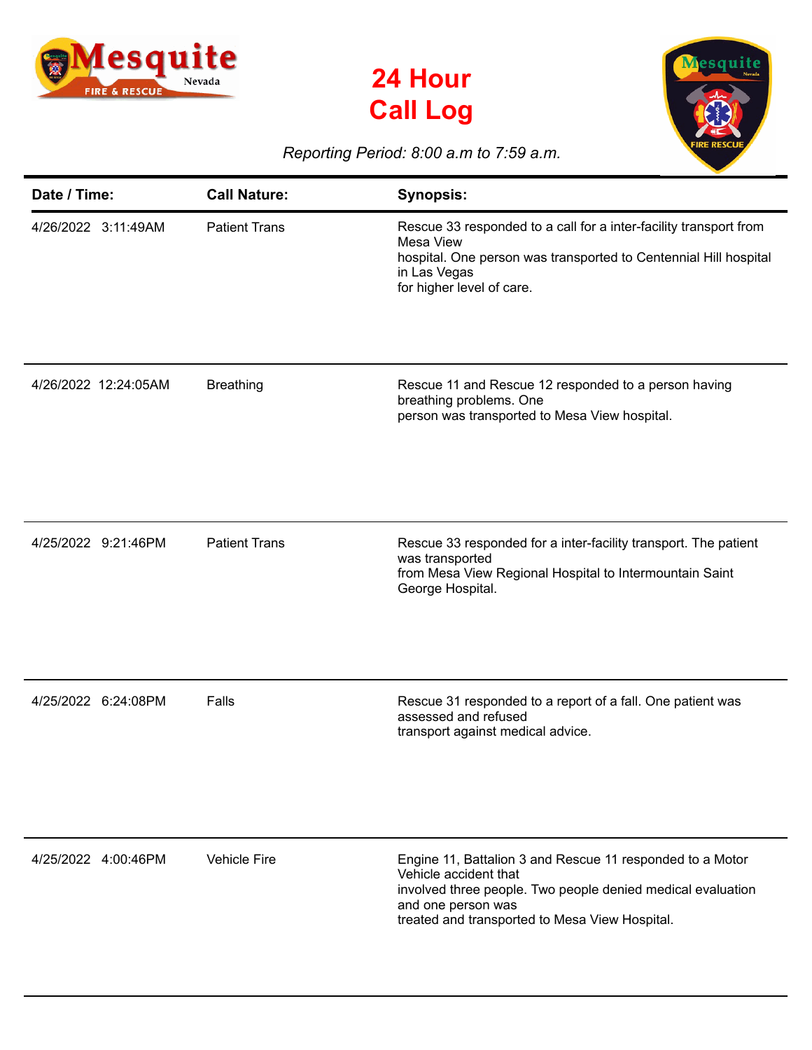# 24 Hour Call Log

*Reporting Period: 8:00 a.m to 7:59 a.m.*

| Date / Time: | Call Nature: | Synopsis: |
|---|---|---|
| 4/26/2022 3:11:49AM | Patient Trans | Rescue 33 responded to a call for a inter-facility transport from Mesa View hospital. One person was transported to Centennial Hill hospital in Las Vegas for higher level of care. |
| 4/26/2022 12:24:05AM | Breathing | Rescue 11 and Rescue 12 responded to a person having breathing problems. One person was transported to Mesa View hospital. |
| 4/25/2022 9:21:46PM | Patient Trans | Rescue 33 responded for a inter-facility transport. The patient was transported from Mesa View Regional Hospital to Intermountain Saint George Hospital. |
| 4/25/2022 6:24:08PM | Falls | Rescue 31 responded to a report of a fall. One patient was assessed and refused transport against medical advice. |
| 4/25/2022 4:00:46PM | Vehicle Fire | Engine 11, Battalion 3 and Rescue 11 responded to a Motor Vehicle accident that involved three people. Two people denied medical evaluation and one person was treated and transported to Mesa View Hospital. |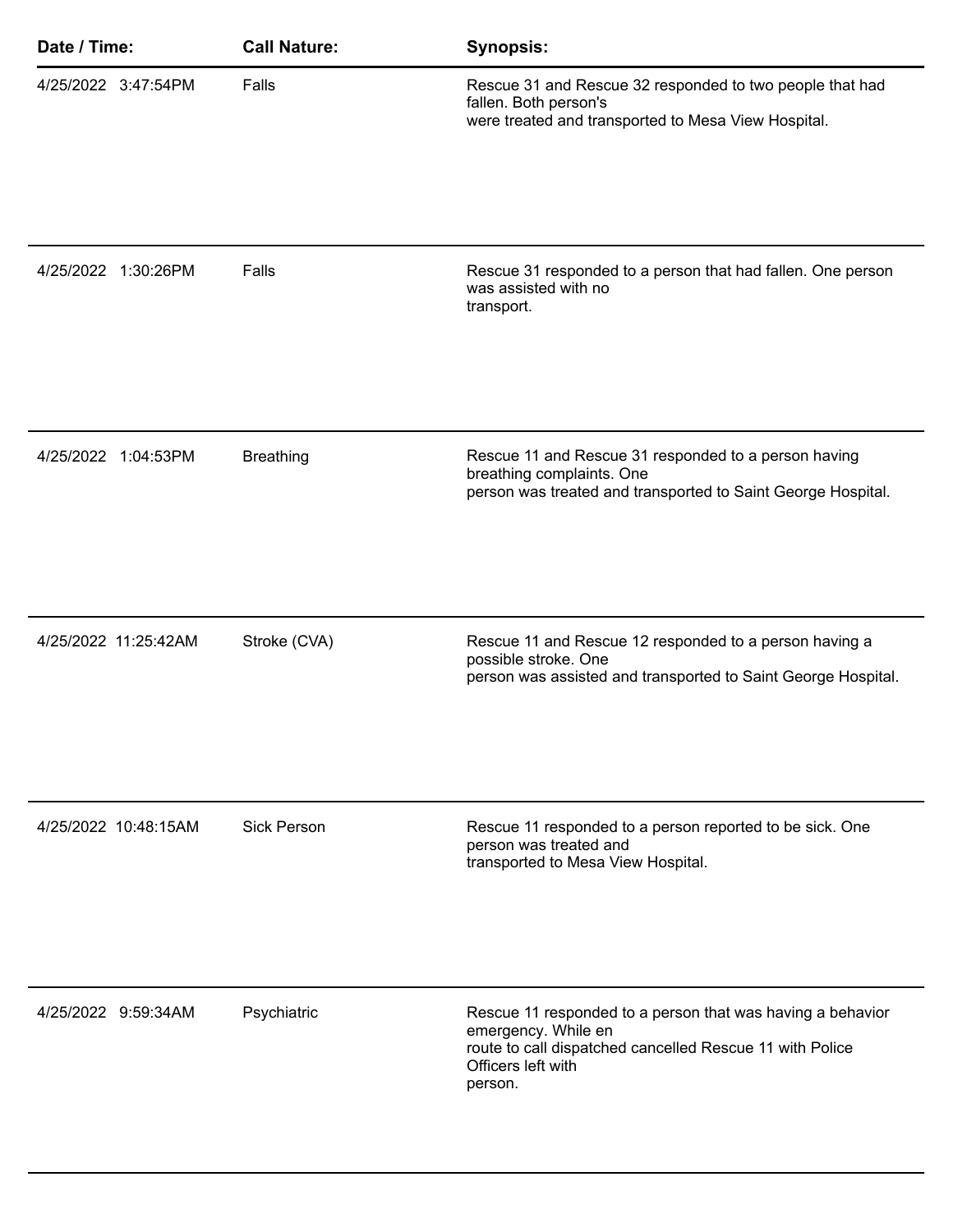| Date / Time: | Call Nature: | Synopsis: |
| --- | --- | --- |
| 4/25/2022 3:47:54PM | Falls | Rescue 31 and Rescue 32 responded to two people that had fallen. Both person's were treated and transported to Mesa View Hospital. |
| 4/25/2022 1:30:26PM | Falls | Rescue 31 responded to a person that had fallen. One person was assisted with no transport. |
| 4/25/2022 1:04:53PM | Breathing | Rescue 11 and Rescue 31 responded to a person having breathing complaints. One person was treated and transported to Saint George Hospital. |
| 4/25/2022 11:25:42AM | Stroke (CVA) | Rescue 11 and Rescue 12 responded to a person having a possible stroke. One person was assisted and transported to Saint George Hospital. |
| 4/25/2022 10:48:15AM | Sick Person | Rescue 11 responded to a person reported to be sick. One person was treated and transported to Mesa View Hospital. |
| 4/25/2022 9:59:34AM | Psychiatric | Rescue 11 responded to a person that was having a behavior emergency. While en route to call dispatched cancelled Rescue 11 with Police Officers left with person. |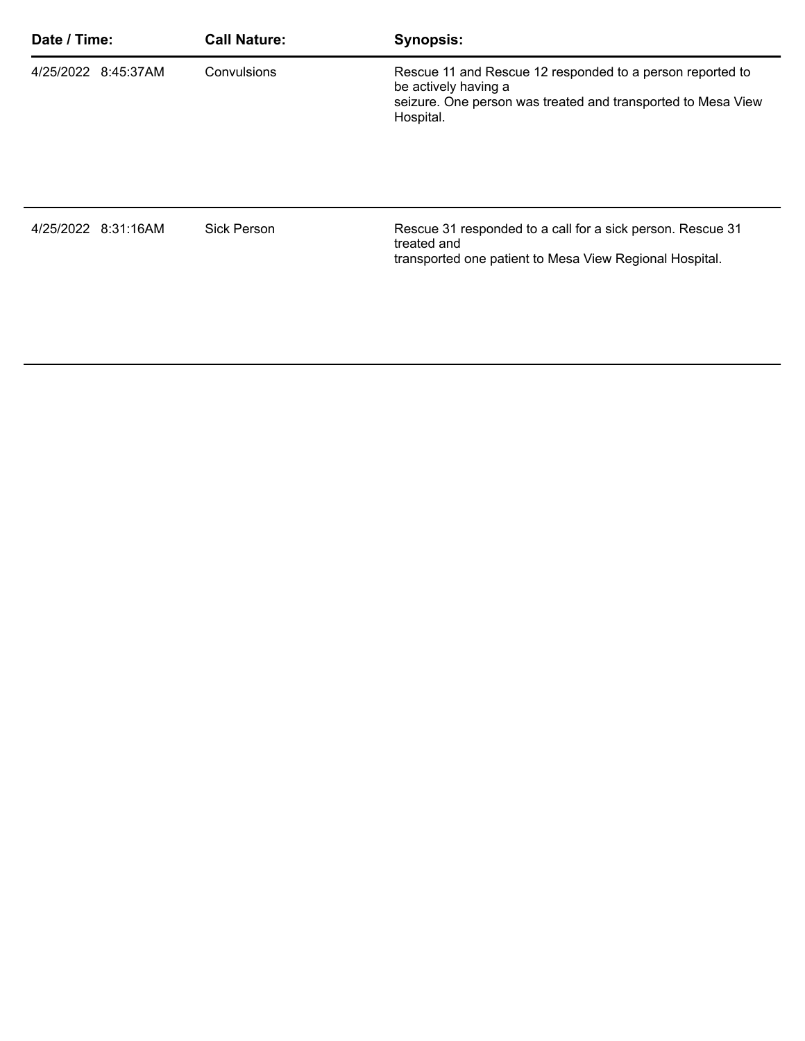| Date / Time: | Call Nature: | Synopsis: |
| --- | --- | --- |
| 4/25/2022 8:45:37AM | Convulsions | Rescue 11 and Rescue 12 responded to a person reported to be actively having a seizure. One person was treated and transported to Mesa View Hospital. |
| 4/25/2022 8:31:16AM | Sick Person | Rescue 31 responded to a call for a sick person. Rescue 31 treated and transported one patient to Mesa View Regional Hospital. |